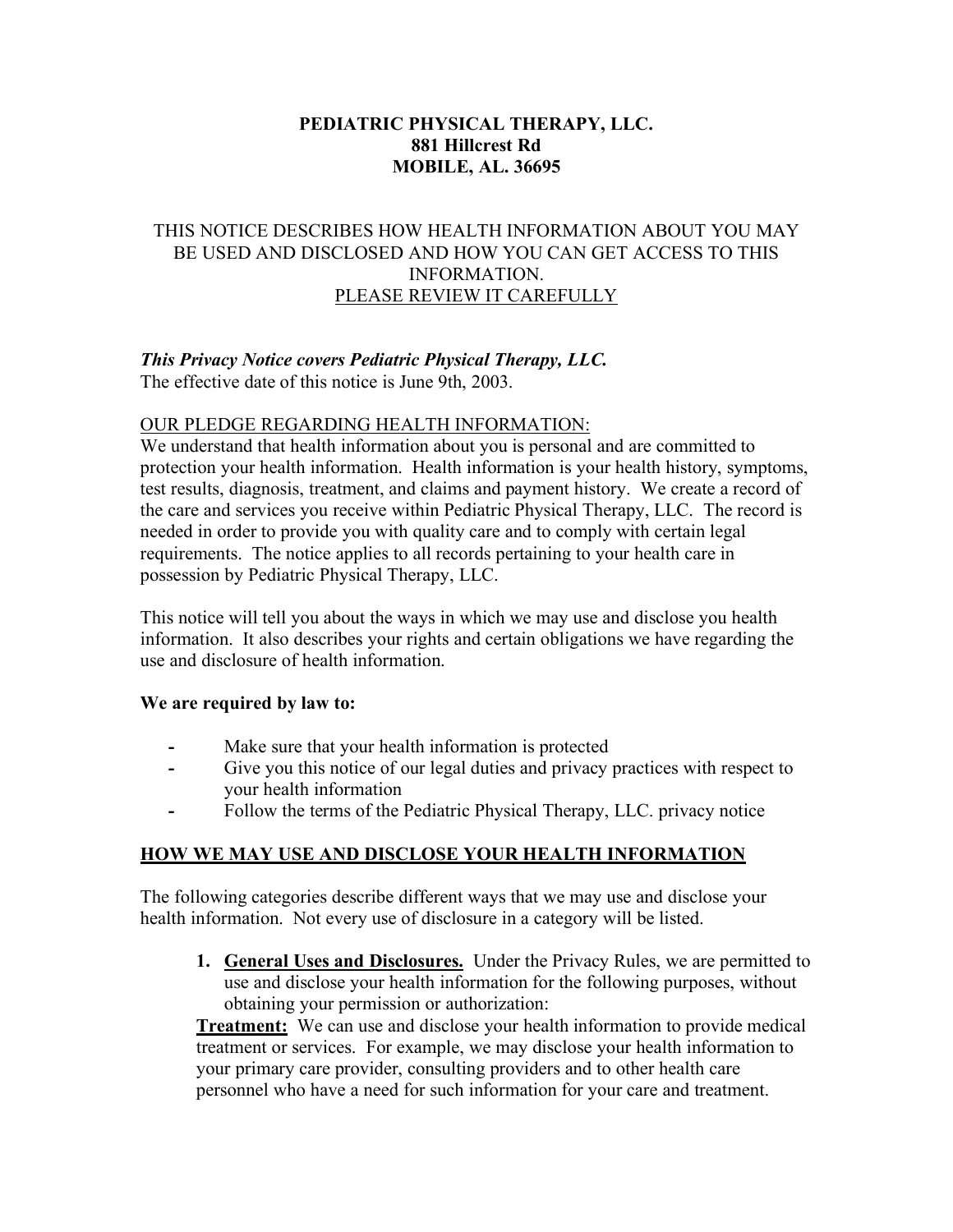**PEDIATRIC PHYSICAL THERAPY, LLC.**
**881 Hillcrest Rd**
**MOBILE, AL. 36695**

THIS NOTICE DESCRIBES HOW HEALTH INFORMATION ABOUT YOU MAY BE USED AND DISCLOSED AND HOW YOU CAN GET ACCESS TO THIS INFORMATION.
PLEASE REVIEW IT CAREFULLY

***This Privacy Notice covers Pediatric Physical Therapy, LLC.***
The effective date of this notice is June 9th, 2003.

OUR PLEDGE REGARDING HEALTH INFORMATION:
We understand that health information about you is personal and are committed to protection your health information. Health information is your health history, symptoms, test results, diagnosis, treatment, and claims and payment history. We create a record of the care and services you receive within Pediatric Physical Therapy, LLC. The record is needed in order to provide you with quality care and to comply with certain legal requirements. The notice applies to all records pertaining to your health care in possession by Pediatric Physical Therapy, LLC.

This notice will tell you about the ways in which we may use and disclose you health information. It also describes your rights and certain obligations we have regarding the use and disclosure of health information.

**We are required by law to:**

- Make sure that your health information is protected
- Give you this notice of our legal duties and privacy practices with respect to your health information
- Follow the terms of the Pediatric Physical Therapy, LLC. privacy notice

## HOW WE MAY USE AND DISCLOSE YOUR HEALTH INFORMATION

The following categories describe different ways that we may use and disclose your health information. Not every use of disclosure in a category will be listed.

1. **General Uses and Disclosures.** Under the Privacy Rules, we are permitted to use and disclose your health information for the following purposes, without obtaining your permission or authorization:

**Treatment:** We can use and disclose your health information to provide medical treatment or services. For example, we may disclose your health information to your primary care provider, consulting providers and to other health care personnel who have a need for such information for your care and treatment.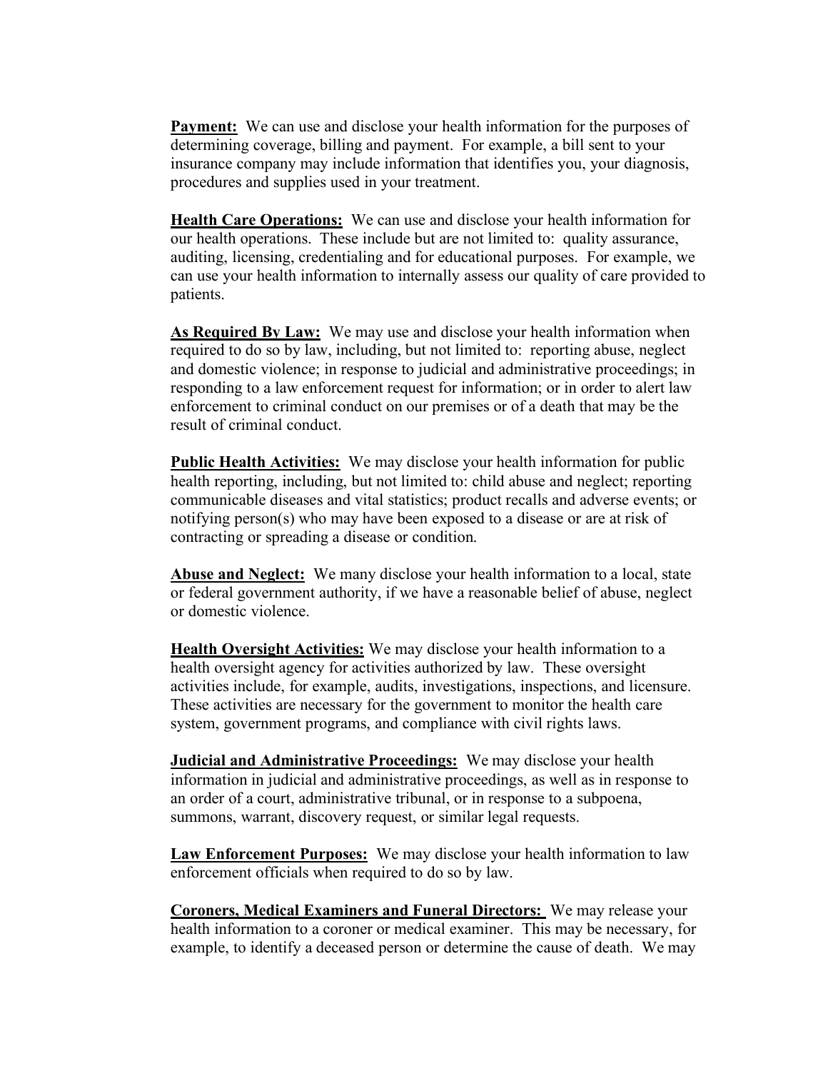**Payment:** We can use and disclose your health information for the purposes of determining coverage, billing and payment. For example, a bill sent to your insurance company may include information that identifies you, your diagnosis, procedures and supplies used in your treatment.

**Health Care Operations:** We can use and disclose your health information for our health operations. These include but are not limited to: quality assurance, auditing, licensing, credentialing and for educational purposes. For example, we can use your health information to internally assess our quality of care provided to patients.

**As Required By Law:** We may use and disclose your health information when required to do so by law, including, but not limited to: reporting abuse, neglect and domestic violence; in response to judicial and administrative proceedings; in responding to a law enforcement request for information; or in order to alert law enforcement to criminal conduct on our premises or of a death that may be the result of criminal conduct.

**Public Health Activities:** We may disclose your health information for public health reporting, including, but not limited to: child abuse and neglect; reporting communicable diseases and vital statistics; product recalls and adverse events; or notifying person(s) who may have been exposed to a disease or are at risk of contracting or spreading a disease or condition.

**Abuse and Neglect:** We many disclose your health information to a local, state or federal government authority, if we have a reasonable belief of abuse, neglect or domestic violence.

**Health Oversight Activities:** We may disclose your health information to a health oversight agency for activities authorized by law. These oversight activities include, for example, audits, investigations, inspections, and licensure. These activities are necessary for the government to monitor the health care system, government programs, and compliance with civil rights laws.

**Judicial and Administrative Proceedings:** We may disclose your health information in judicial and administrative proceedings, as well as in response to an order of a court, administrative tribunal, or in response to a subpoena, summons, warrant, discovery request, or similar legal requests.

**Law Enforcement Purposes:** We may disclose your health information to law enforcement officials when required to do so by law.

**Coroners, Medical Examiners and Funeral Directors:** We may release your health information to a coroner or medical examiner. This may be necessary, for example, to identify a deceased person or determine the cause of death. We may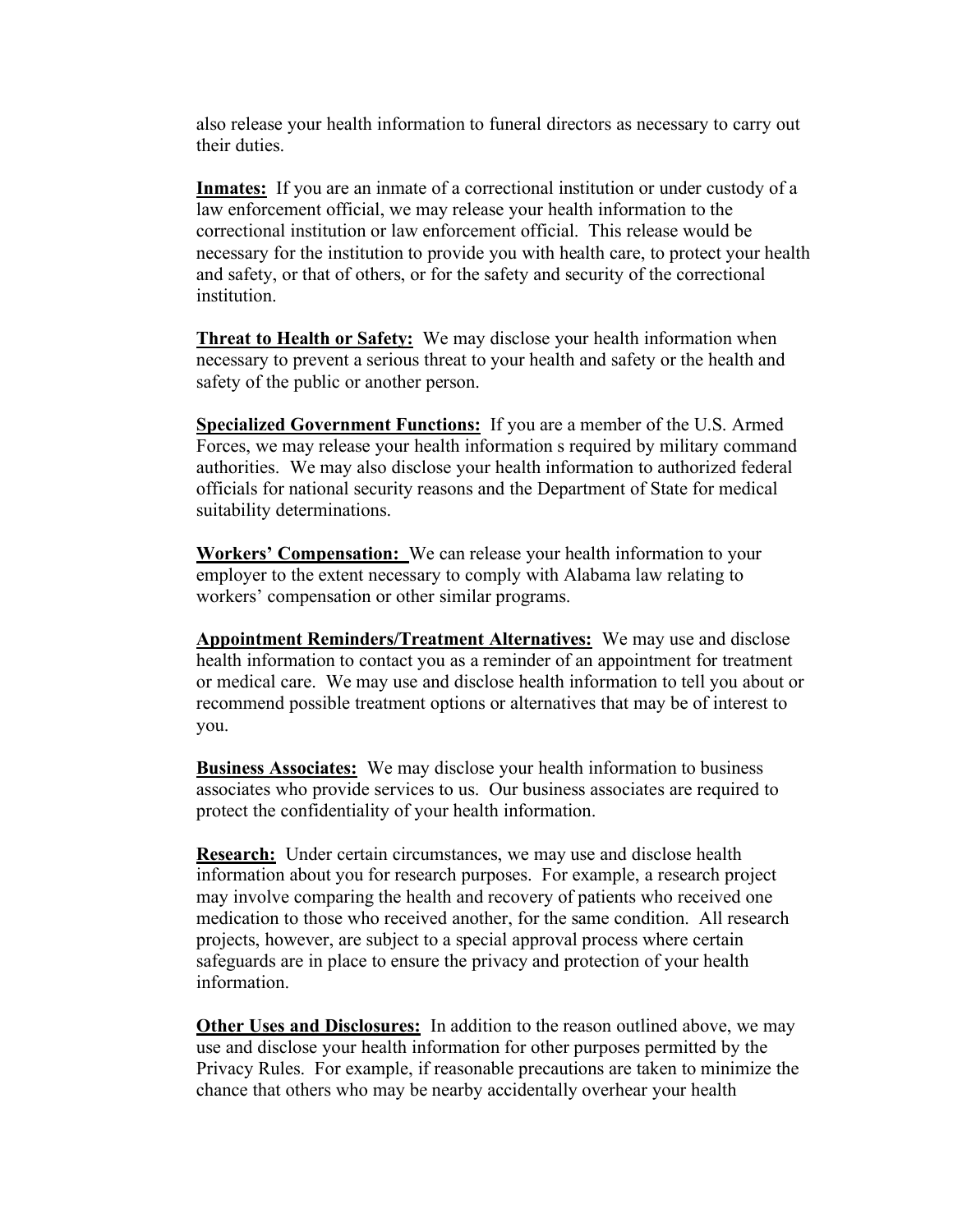also release your health information to funeral directors as necessary to carry out their duties.

**Inmates:** If you are an inmate of a correctional institution or under custody of a law enforcement official, we may release your health information to the correctional institution or law enforcement official. This release would be necessary for the institution to provide you with health care, to protect your health and safety, or that of others, or for the safety and security of the correctional institution.

**Threat to Health or Safety:** We may disclose your health information when necessary to prevent a serious threat to your health and safety or the health and safety of the public or another person.

**Specialized Government Functions:** If you are a member of the U.S. Armed Forces, we may release your health information s required by military command authorities. We may also disclose your health information to authorized federal officials for national security reasons and the Department of State for medical suitability determinations.

**Workers' Compensation:** We can release your health information to your employer to the extent necessary to comply with Alabama law relating to workers' compensation or other similar programs.

**Appointment Reminders/Treatment Alternatives:** We may use and disclose health information to contact you as a reminder of an appointment for treatment or medical care. We may use and disclose health information to tell you about or recommend possible treatment options or alternatives that may be of interest to you.

**Business Associates:** We may disclose your health information to business associates who provide services to us. Our business associates are required to protect the confidentiality of your health information.

**Research:** Under certain circumstances, we may use and disclose health information about you for research purposes. For example, a research project may involve comparing the health and recovery of patients who received one medication to those who received another, for the same condition. All research projects, however, are subject to a special approval process where certain safeguards are in place to ensure the privacy and protection of your health information.

**Other Uses and Disclosures:** In addition to the reason outlined above, we may use and disclose your health information for other purposes permitted by the Privacy Rules. For example, if reasonable precautions are taken to minimize the chance that others who may be nearby accidentally overhear your health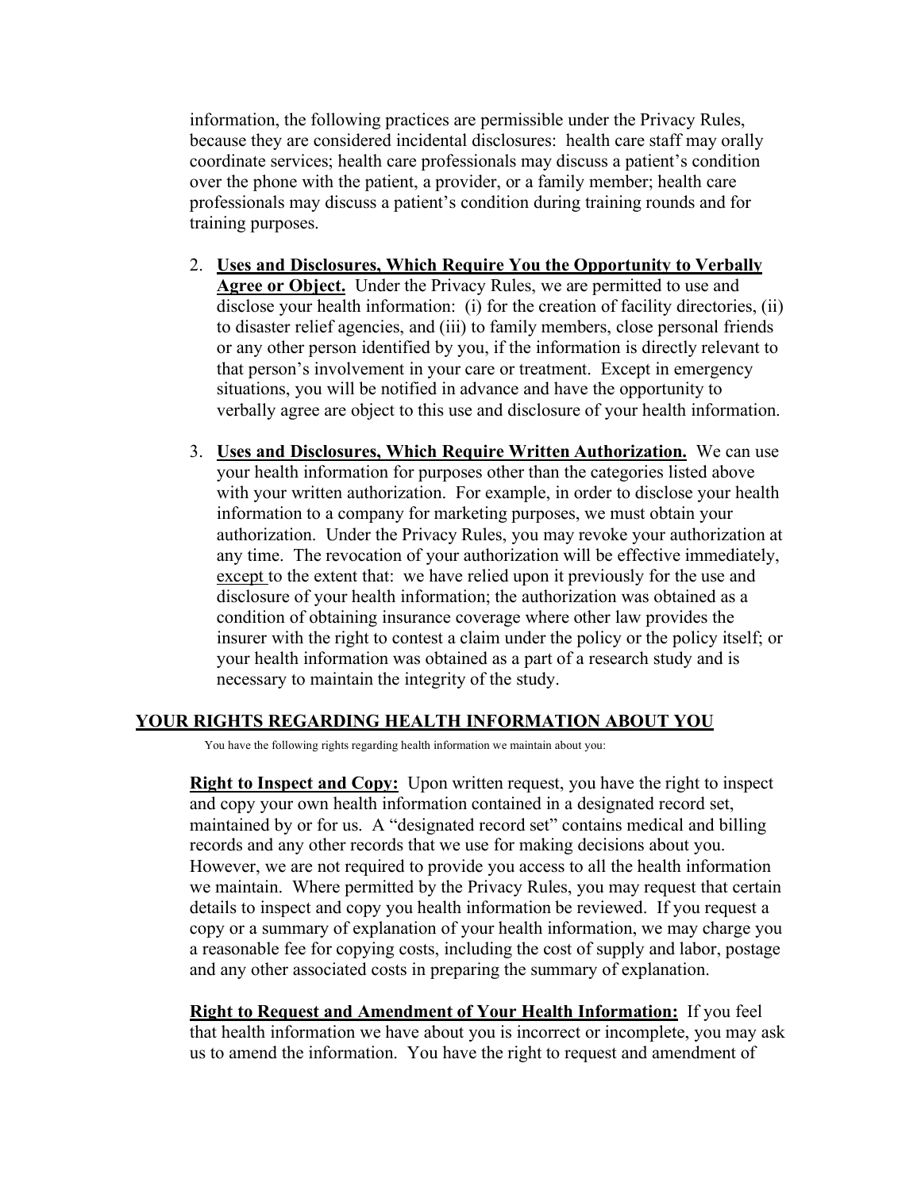information, the following practices are permissible under the Privacy Rules, because they are considered incidental disclosures: health care staff may orally coordinate services; health care professionals may discuss a patient's condition over the phone with the patient, a provider, or a family member; health care professionals may discuss a patient's condition during training rounds and for training purposes.

2. **Uses and Disclosures, Which Require You the Opportunity to Verbally Agree or Object.** Under the Privacy Rules, we are permitted to use and disclose your health information: (i) for the creation of facility directories, (ii) to disaster relief agencies, and (iii) to family members, close personal friends or any other person identified by you, if the information is directly relevant to that person's involvement in your care or treatment. Except in emergency situations, you will be notified in advance and have the opportunity to verbally agree are object to this use and disclosure of your health information.

3. **Uses and Disclosures, Which Require Written Authorization.** We can use your health information for purposes other than the categories listed above with your written authorization. For example, in order to disclose your health information to a company for marketing purposes, we must obtain your authorization. Under the Privacy Rules, you may revoke your authorization at any time. The revocation of your authorization will be effective immediately, except to the extent that: we have relied upon it previously for the use and disclosure of your health information; the authorization was obtained as a condition of obtaining insurance coverage where other law provides the insurer with the right to contest a claim under the policy or the policy itself; or your health information was obtained as a part of a research study and is necessary to maintain the integrity of the study.

## YOUR RIGHTS REGARDING HEALTH INFORMATION ABOUT YOU

You have the following rights regarding health information we maintain about you:

**Right to Inspect and Copy:** Upon written request, you have the right to inspect and copy your own health information contained in a designated record set, maintained by or for us. A "designated record set" contains medical and billing records and any other records that we use for making decisions about you. However, we are not required to provide you access to all the health information we maintain. Where permitted by the Privacy Rules, you may request that certain details to inspect and copy you health information be reviewed. If you request a copy or a summary of explanation of your health information, we may charge you a reasonable fee for copying costs, including the cost of supply and labor, postage and any other associated costs in preparing the summary of explanation.

**Right to Request and Amendment of Your Health Information:** If you feel that health information we have about you is incorrect or incomplete, you may ask us to amend the information. You have the right to request and amendment of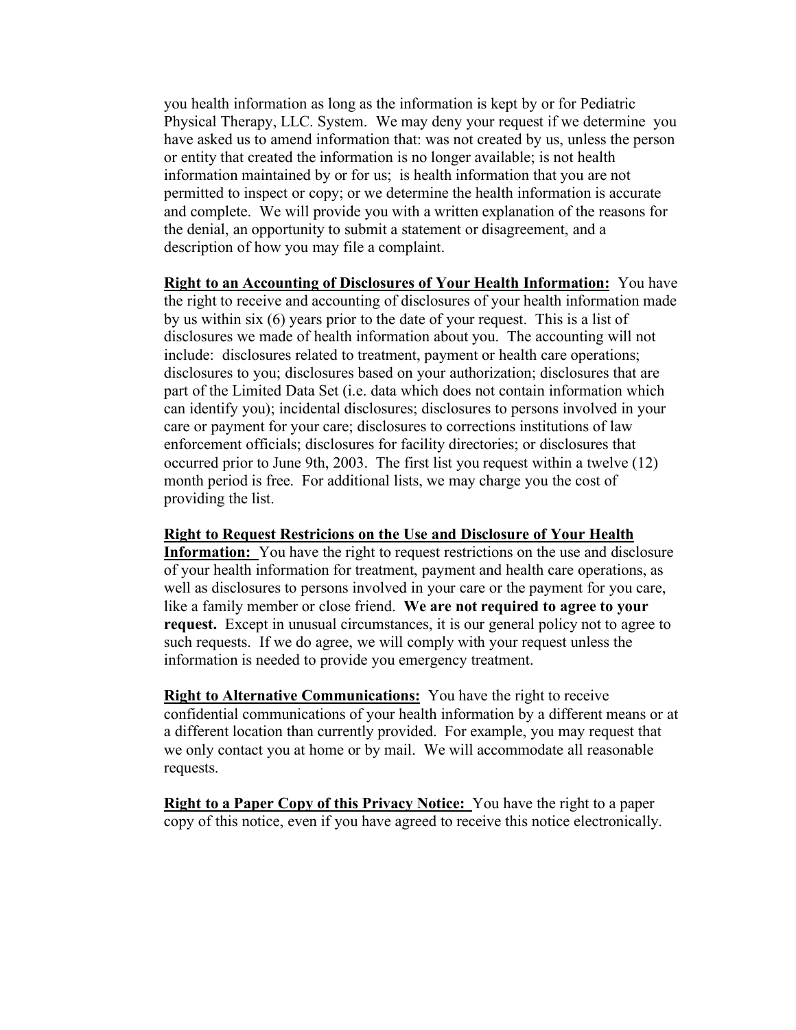you health information as long as the information is kept by or for Pediatric Physical Therapy, LLC. System. We may deny your request if we determine you have asked us to amend information that: was not created by us, unless the person or entity that created the information is no longer available; is not health information maintained by or for us; is health information that you are not permitted to inspect or copy; or we determine the health information is accurate and complete. We will provide you with a written explanation of the reasons for the denial, an opportunity to submit a statement or disagreement, and a description of how you may file a complaint.

**Right to an Accounting of Disclosures of Your Health Information:** You have the right to receive and accounting of disclosures of your health information made by us within six (6) years prior to the date of your request. This is a list of disclosures we made of health information about you. The accounting will not include: disclosures related to treatment, payment or health care operations; disclosures to you; disclosures based on your authorization; disclosures that are part of the Limited Data Set (i.e. data which does not contain information which can identify you); incidental disclosures; disclosures to persons involved in your care or payment for your care; disclosures to corrections institutions of law enforcement officials; disclosures for facility directories; or disclosures that occurred prior to June 9th, 2003. The first list you request within a twelve (12) month period is free. For additional lists, we may charge you the cost of providing the list.

**Right to Request Restricions on the Use and Disclosure of Your Health Information:** You have the right to request restrictions on the use and disclosure of your health information for treatment, payment and health care operations, as well as disclosures to persons involved in your care or the payment for you care, like a family member or close friend. **We are not required to agree to your request.** Except in unusual circumstances, it is our general policy not to agree to such requests. If we do agree, we will comply with your request unless the information is needed to provide you emergency treatment.

**Right to Alternative Communications:** You have the right to receive confidential communications of your health information by a different means or at a different location than currently provided. For example, you may request that we only contact you at home or by mail. We will accommodate all reasonable requests.

**Right to a Paper Copy of this Privacy Notice:** You have the right to a paper copy of this notice, even if you have agreed to receive this notice electronically.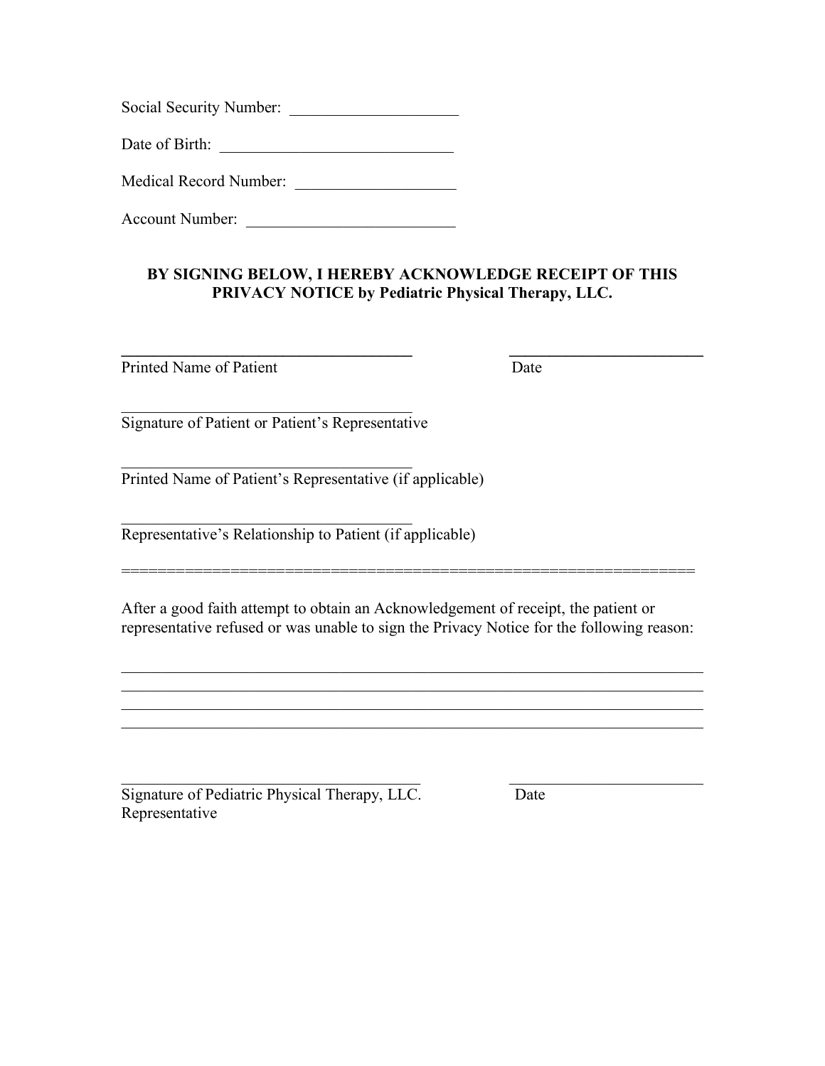Social Security Number: _____________________

Date of Birth: ____________________________

Medical Record Number: ___________________

Account Number: _________________________

**BY SIGNING BELOW, I HEREBY ACKNOWLEDGE RECEIPT OF THIS PRIVACY NOTICE by Pediatric Physical Therapy, LLC.**

_____________________________________ &nbsp;&nbsp;&nbsp;&nbsp;&nbsp;&nbsp;&nbsp;&nbsp; ________________________
Printed Name of Patient &nbsp;&nbsp;&nbsp;&nbsp;&nbsp;&nbsp;&nbsp;&nbsp;&nbsp;&nbsp;&nbsp;&nbsp;&nbsp;&nbsp;&nbsp;&nbsp;&nbsp;&nbsp;&nbsp;&nbsp;&nbsp;&nbsp;&nbsp;&nbsp;&nbsp;&nbsp;&nbsp;&nbsp;&nbsp;&nbsp;&nbsp;&nbsp;&nbsp;&nbsp;&nbsp; Date

_____________________________________
Signature of Patient or Patient's Representative

_____________________________________
Printed Name of Patient's Representative (if applicable)

_____________________________________
Representative's Relationship to Patient (if applicable)

================================================================

After a good faith attempt to obtain an Acknowledgement of receipt, the patient or representative refused or was unable to sign the Privacy Notice for the following reason:

________________________________________________________________________
________________________________________________________________________
________________________________________________________________________
________________________________________________________________________

______________________________________ &nbsp;&nbsp;&nbsp;&nbsp;&nbsp;&nbsp;&nbsp;&nbsp; ________________________
Signature of Pediatric Physical Therapy, LLC. Representative &nbsp;&nbsp;&nbsp;&nbsp;&nbsp;&nbsp;&nbsp;&nbsp; Date